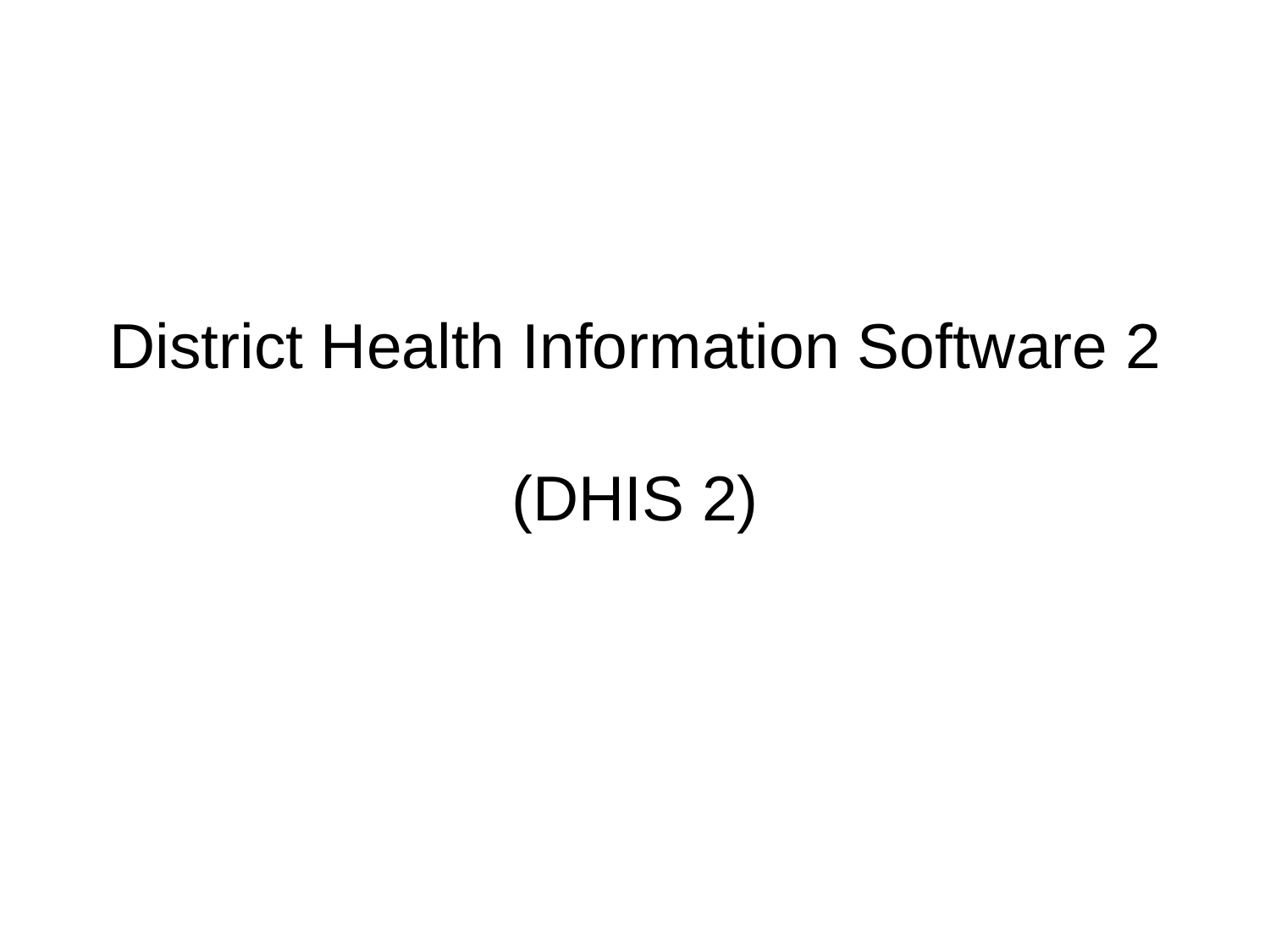# District Health Information Software 2

# (DHIS 2)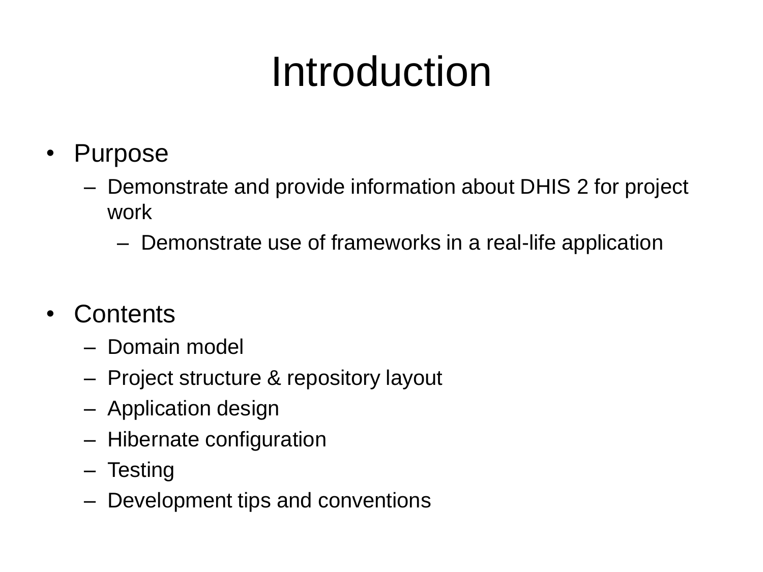# Introduction

- Purpose
  - Demonstrate and provide information about DHIS 2 for project work
    - Demonstrate use of frameworks in a real-life application

- Contents
  - Domain model
  - Project structure & repository layout
  - Application design
  - Hibernate configuration
  - Testing
  - Development tips and conventions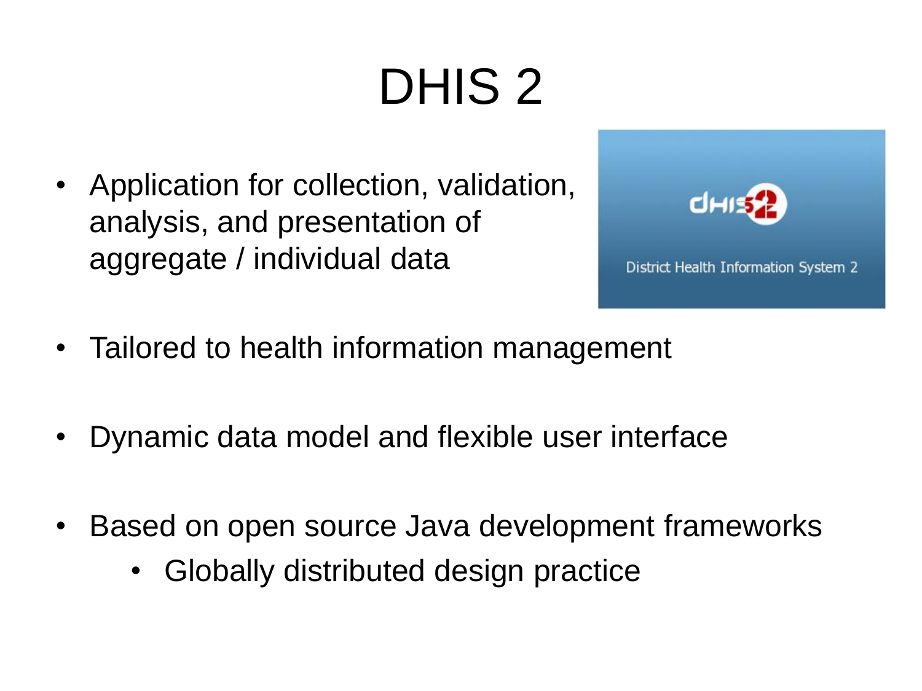# DHIS 2

- Application for collection, validation, analysis, and presentation of aggregate / individual data
- Tailored to health information management
- Dynamic data model and flexible user interface
- Based on open source Java development frameworks
    - Globally distributed design practice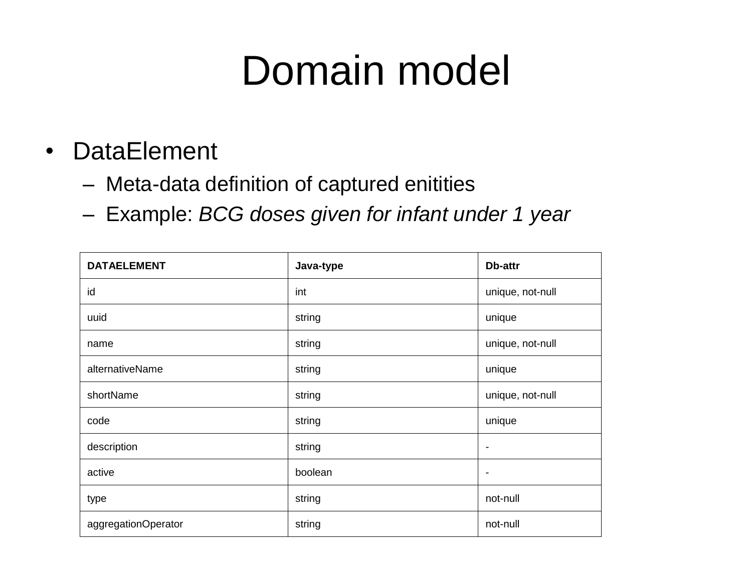# Domain model

- DataElement
  - Meta-data definition of captured enitities
  - Example: *BCG doses given for infant under 1 year*

| **DATAELEMENT** | **Java-type** | **Db-attr** |
|---|---|---|
| id | int | unique, not-null |
| uuid | string | unique |
| name | string | unique, not-null |
| alternativeName | string | unique |
| shortName | string | unique, not-null |
| code | string | unique |
| description | string | - |
| active | boolean | - |
| type | string | not-null |
| aggregationOperator | string | not-null |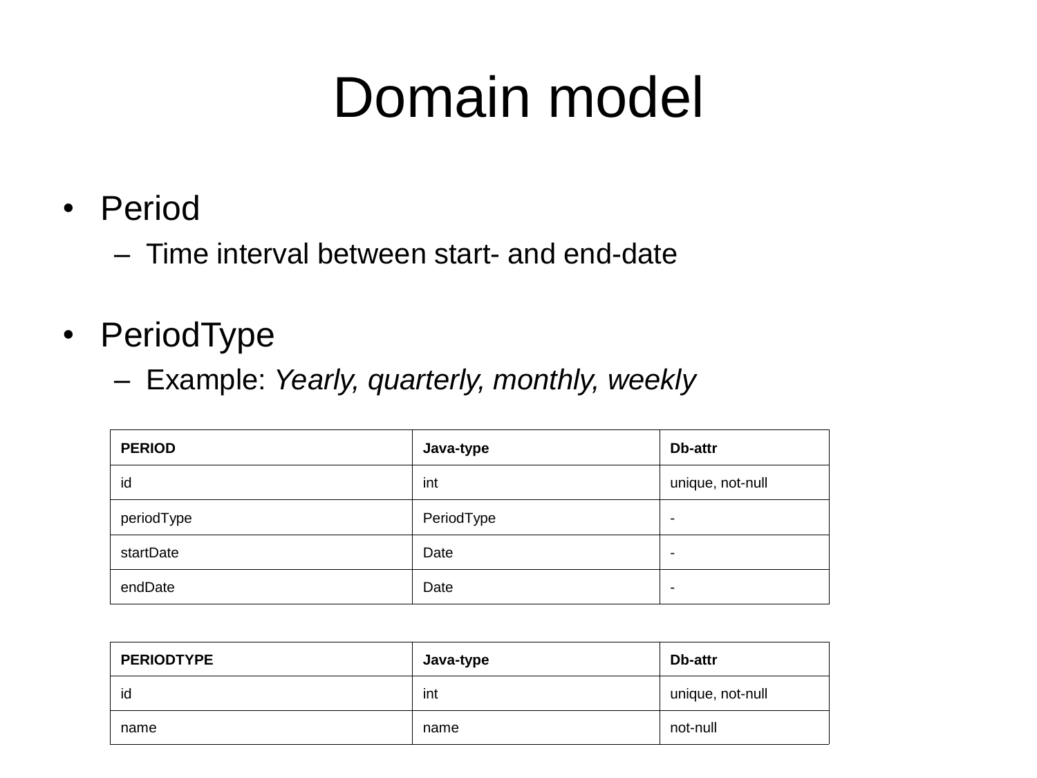# Domain model

- Period
  - Time interval between start- and end-date

- PeriodType
  - Example: *Yearly, quarterly, monthly, weekly*

| PERIOD | Java-type | Db-attr |
|---|---|---|
| id | int | unique, not-null |
| periodType | PeriodType | - |
| startDate | Date | - |
| endDate | Date | - |

| PERIODTYPE | Java-type | Db-attr |
|---|---|---|
| id | int | unique, not-null |
| name | name | not-null |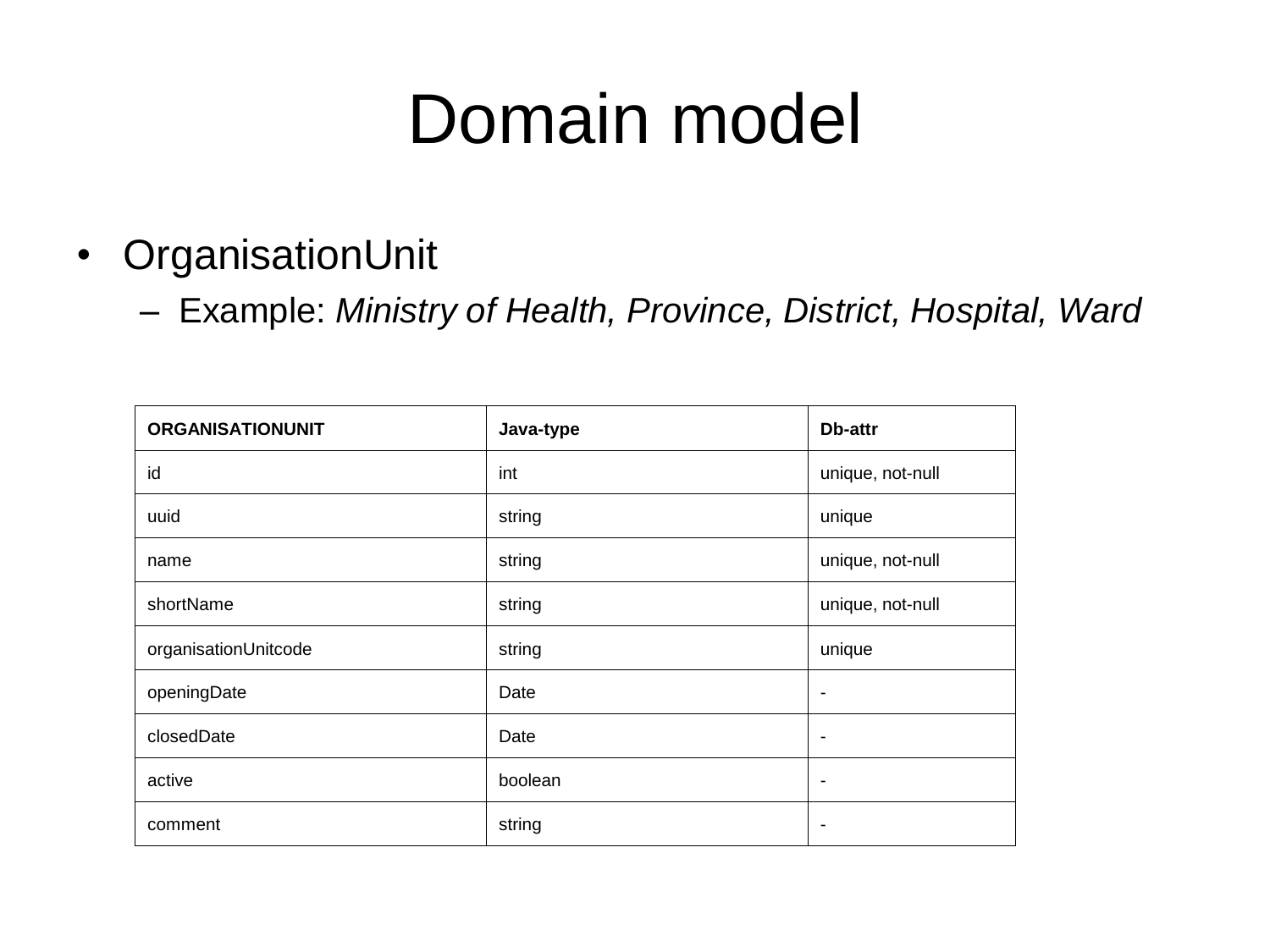# Domain model

- OrganisationUnit
  - Example: *Ministry of Health, Province, District, Hospital, Ward*

| ORGANISATIONUNIT | Java-type | Db-attr |
|---|---|---|
| id | int | unique, not-null |
| uuid | string | unique |
| name | string | unique, not-null |
| shortName | string | unique, not-null |
| organisationUnitcode | string | unique |
| openingDate | Date | - |
| closedDate | Date | - |
| active | boolean | - |
| comment | string | - |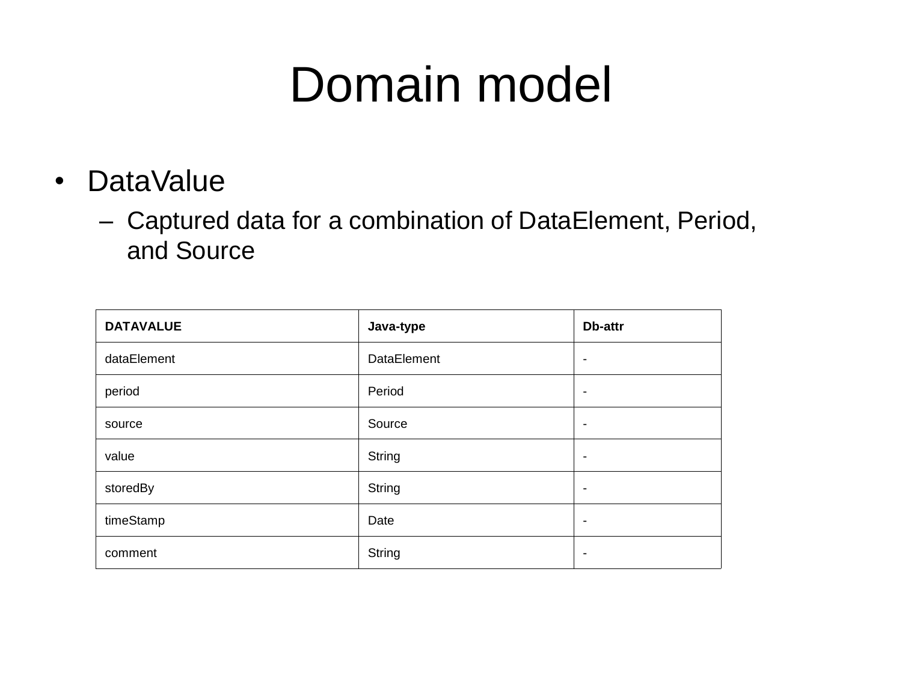# Domain model

- DataValue
  - Captured data for a combination of DataElement, Period, and Source

| DATAVALUE | Java-type | Db-attr |
|---|---|---|
| dataElement | DataElement | - |
| period | Period | - |
| source | Source | - |
| value | String | - |
| storedBy | String | - |
| timeStamp | Date | - |
| comment | String | - |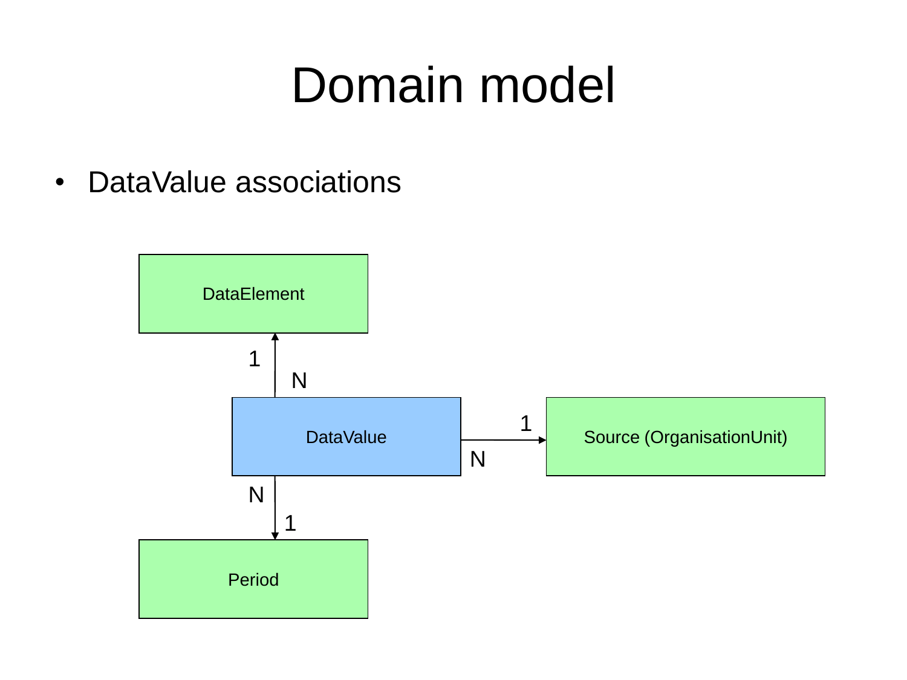# Domain model

- DataValue associations

DataElement

1

N

DataValue

1

N

Source (OrganisationUnit)

N

1

Period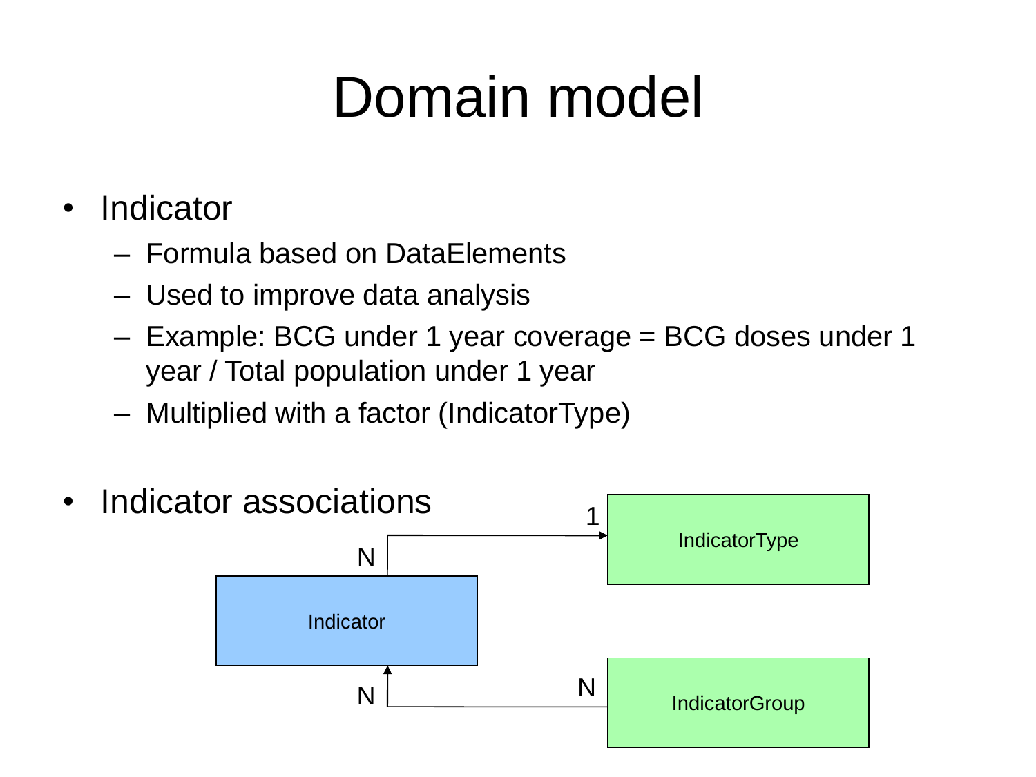# Domain model

- Indicator
  - Formula based on DataElements
  - Used to improve data analysis
  - Example: BCG under 1 year coverage = BCG doses under 1 year / Total population under 1 year
  - Multiplied with a factor (IndicatorType)

- Indicator associations

Indicator — N : 1 — IndicatorType

IndicatorGroup — N : N — Indicator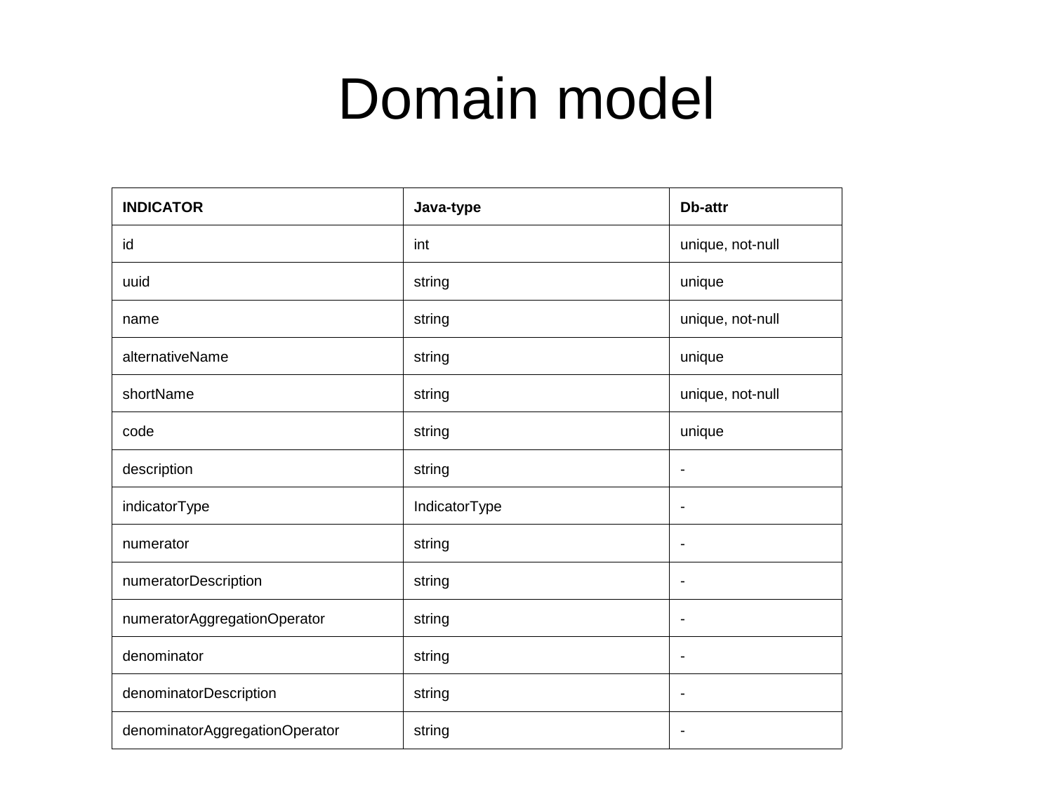# Domain model

| **INDICATOR** | **Java-type** | **Db-attr** |
|---|---|---|
| id | int | unique, not-null |
| uuid | string | unique |
| name | string | unique, not-null |
| alternativeName | string | unique |
| shortName | string | unique, not-null |
| code | string | unique |
| description | string | - |
| indicatorType | IndicatorType | - |
| numerator | string | - |
| numeratorDescription | string | - |
| numeratorAggregationOperator | string | - |
| denominator | string | - |
| denominatorDescription | string | - |
| denominatorAggregationOperator | string | - |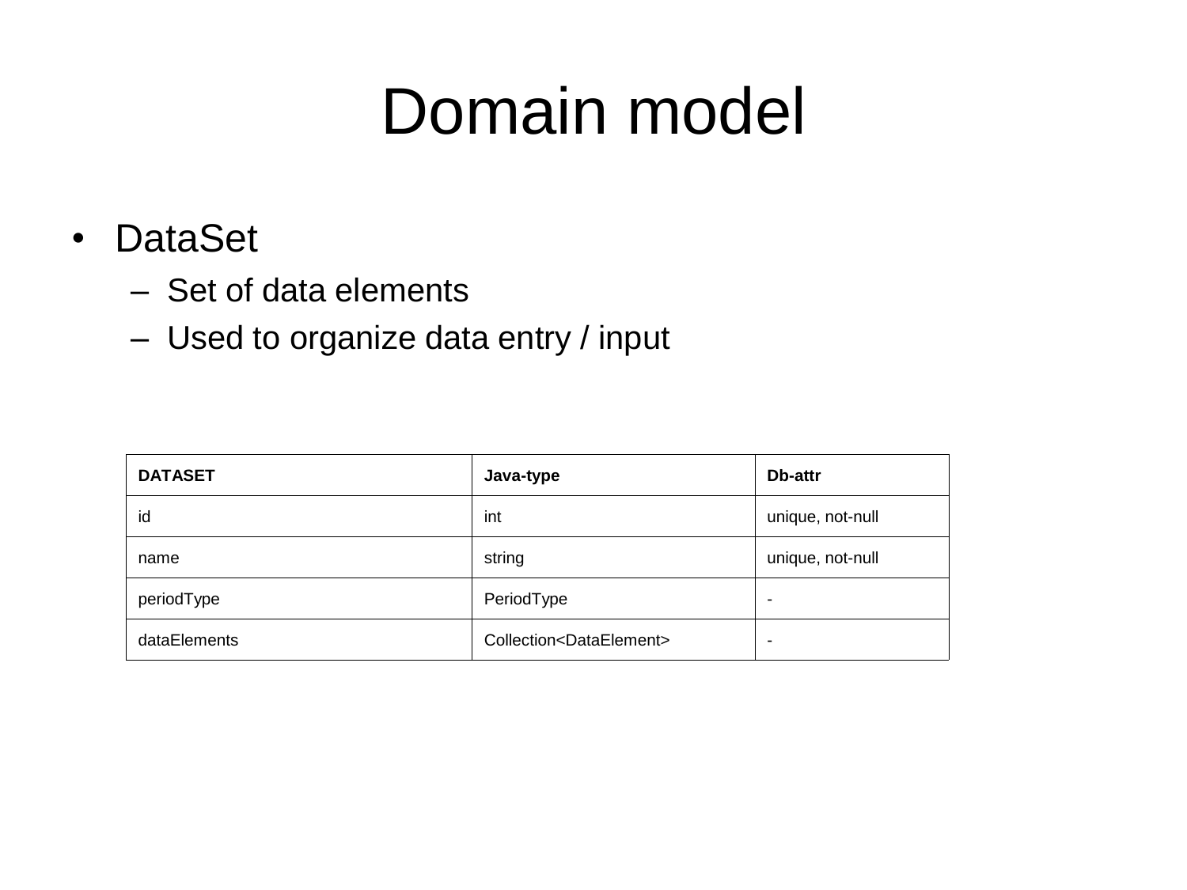# Domain model

- DataSet
  - Set of data elements
  - Used to organize data entry / input

| **DATASET** | **Java-type** | **Db-attr** |
|---|---|---|
| id | int | unique, not-null |
| name | string | unique, not-null |
| periodType | PeriodType | - |
| dataElements | Collection<DataElement> | - |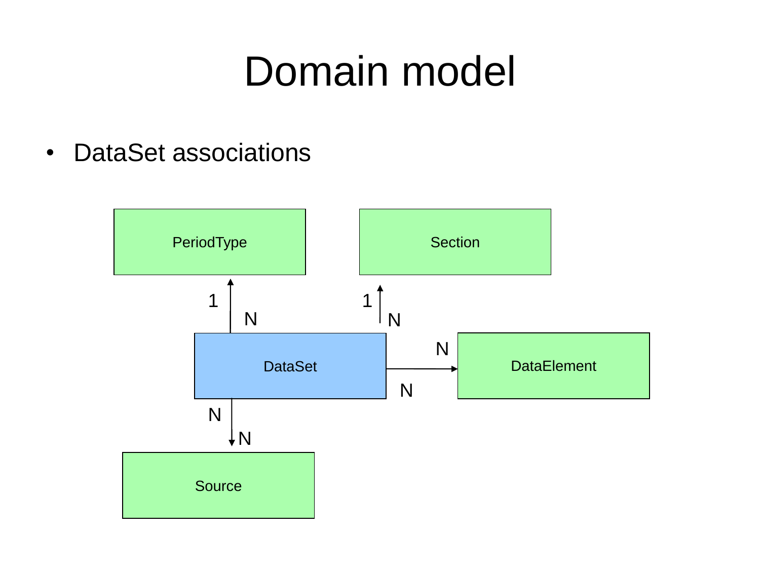# Domain model

- DataSet associations

PeriodType

Section

1

N

1

N

DataSet

N

DataElement

N

N

N

Source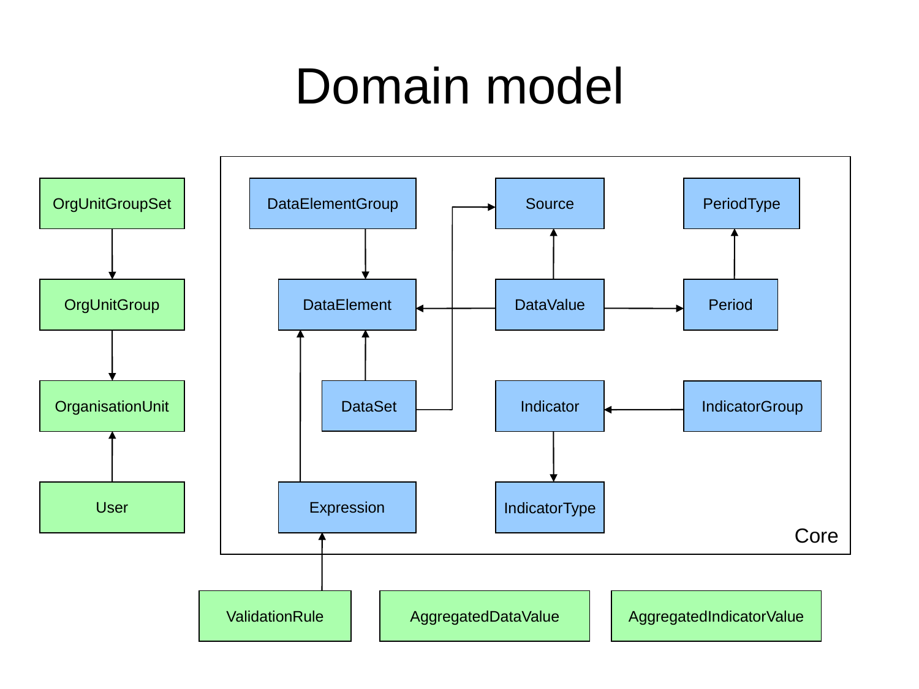# Domain model

OrgUnitGroupSet

OrgUnitGroup

OrganisationUnit

User

DataElementGroup

Source

PeriodType

DataElement

DataValue

Period

DataSet

Indicator

IndicatorGroup

Expression

IndicatorType

Core

ValidationRule

AggregatedDataValue

AggregatedIndicatorValue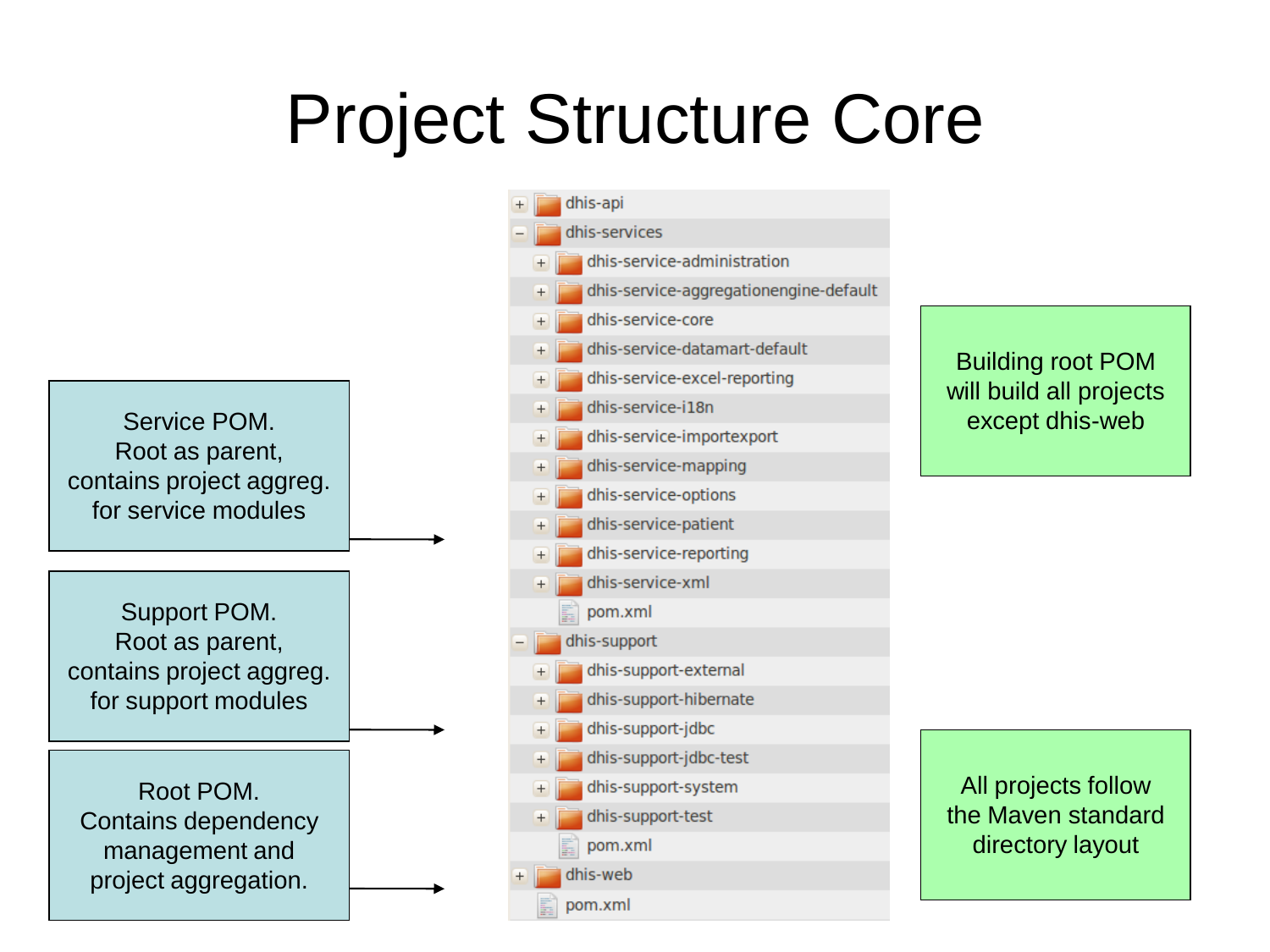# Project Structure Core

```
+ dhis-api
− dhis-services
    + dhis-service-administration
    + dhis-service-aggregationengine-default
    + dhis-service-core
    + dhis-service-datamart-default
    + dhis-service-excel-reporting
    + dhis-service-i18n
    + dhis-service-importexport
    + dhis-service-mapping
    + dhis-service-options
    + dhis-service-patient
    + dhis-service-reporting
    + dhis-service-xml
      pom.xml
− dhis-support
    + dhis-support-external
    + dhis-support-hibernate
    + dhis-support-jdbc
    + dhis-support-jdbc-test
    + dhis-support-system
    + dhis-support-test
      pom.xml
+ dhis-web
  pom.xml
```

Service POM. Root as parent, contains project aggreg. for service modules

Support POM. Root as parent, contains project aggreg. for support modules

Root POM. Contains dependency management and project aggregation.

Building root POM will build all projects except dhis-web

All projects follow the Maven standard directory layout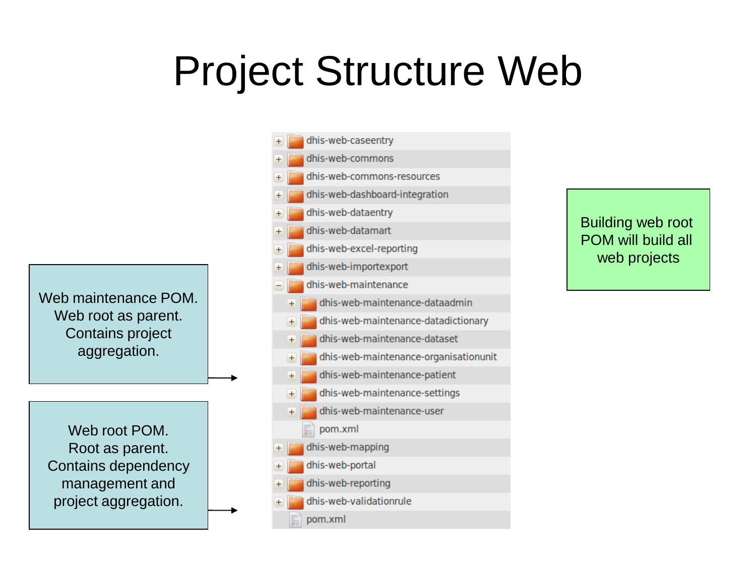# Project Structure Web

- dhis-web-caseentry
- dhis-web-commons
- dhis-web-commons-resources
- dhis-web-dashboard-integration
- dhis-web-dataentry
- dhis-web-datamart
- dhis-web-excel-reporting
- dhis-web-importexport
- dhis-web-maintenance
  - dhis-web-maintenance-dataadmin
  - dhis-web-maintenance-datadictionary
  - dhis-web-maintenance-dataset
  - dhis-web-maintenance-organisationunit
  - dhis-web-maintenance-patient
  - dhis-web-maintenance-settings
  - dhis-web-maintenance-user
  - pom.xml
- dhis-web-mapping
- dhis-web-portal
- dhis-web-reporting
- dhis-web-validationrule
- pom.xml

Web maintenance POM. Web root as parent. Contains project aggregation.

Web root POM. Root as parent. Contains dependency management and project aggregation.

Building web root POM will build all web projects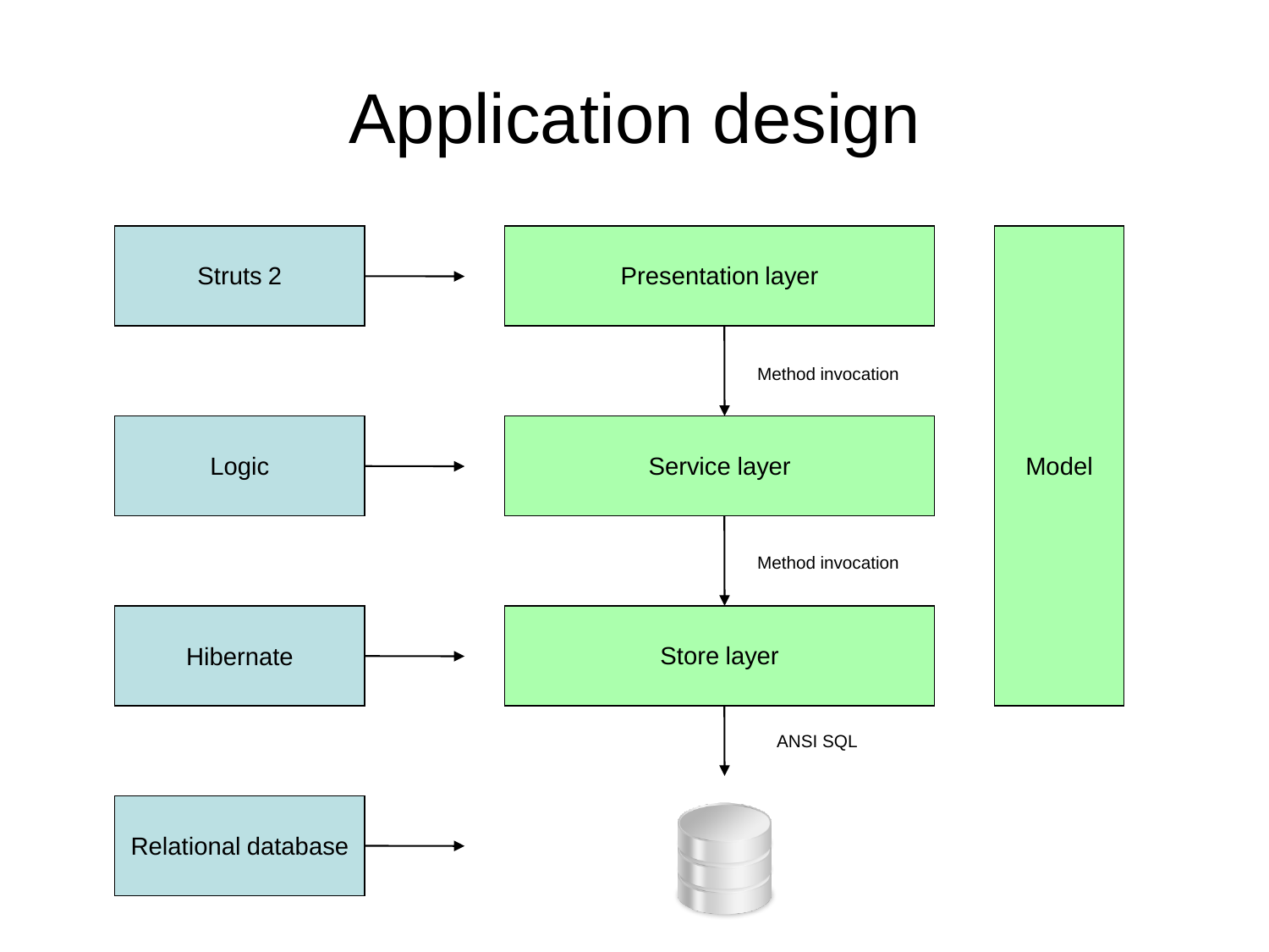# Application design

| Technology | | Layer |
| --- | --- | --- |
| Struts 2 | → | Presentation layer |
| | | ↓ Method invocation |
| Logic | → | Service layer |
| | | ↓ Method invocation |
| Hibernate | → | Store layer |
| | | ↓ ANSI SQL |
| Relational database | → | (database) |

Model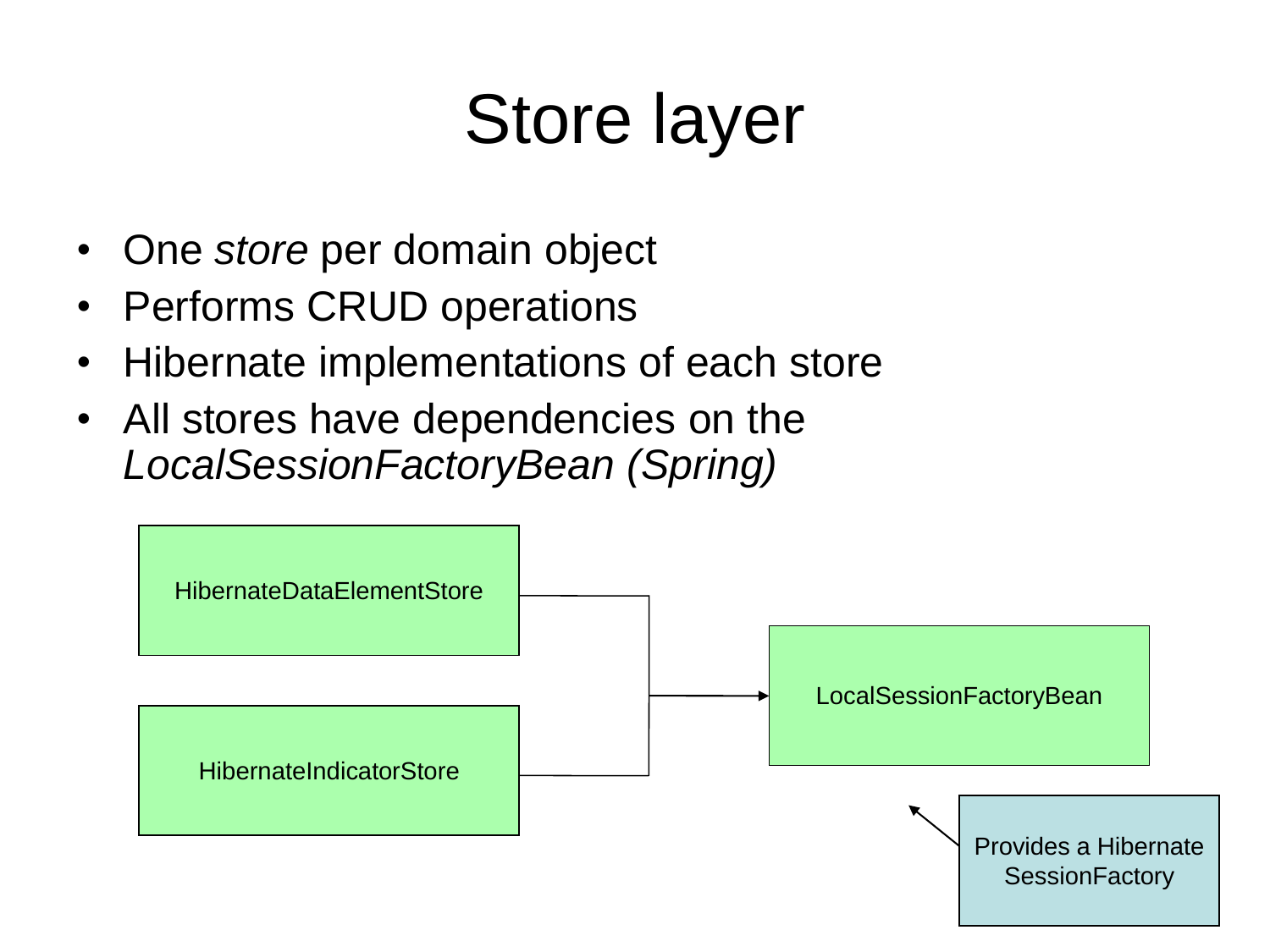# Store layer

- One *store* per domain object
- Performs CRUD operations
- Hibernate implementations of each store
- All stores have dependencies on the *LocalSessionFactoryBean (Spring)*

HibernateDataElementStore

HibernateIndicatorStore

LocalSessionFactoryBean

Provides a Hibernate SessionFactory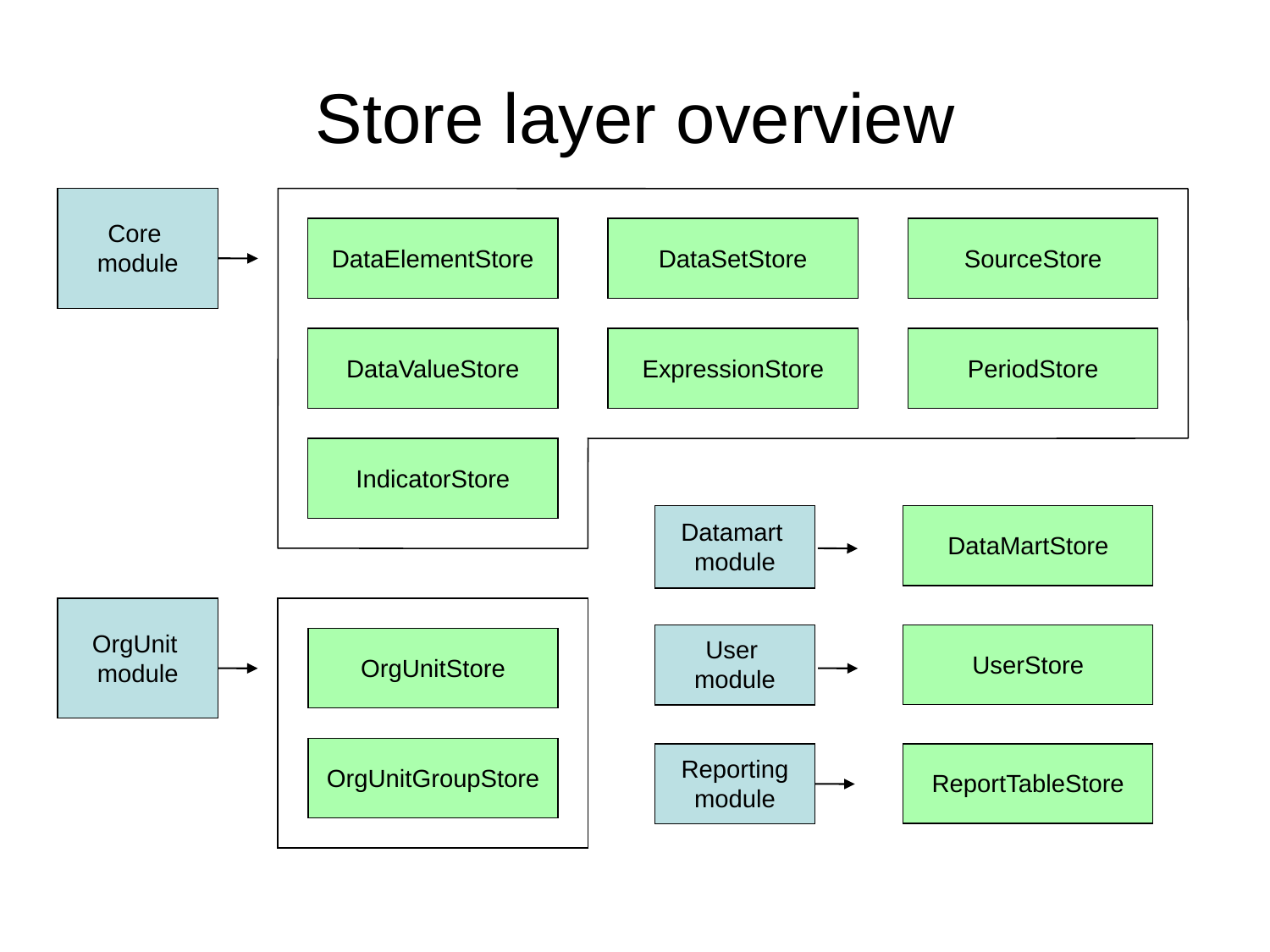# Store layer overview

- **Core module** →
  - DataElementStore
  - DataSetStore
  - SourceStore
  - DataValueStore
  - ExpressionStore
  - PeriodStore
  - IndicatorStore
- **OrgUnit module** →
  - OrgUnitStore
  - OrgUnitGroupStore
- **Datamart module** → DataMartStore
- **User module** → UserStore
- **Reporting module** → ReportTableStore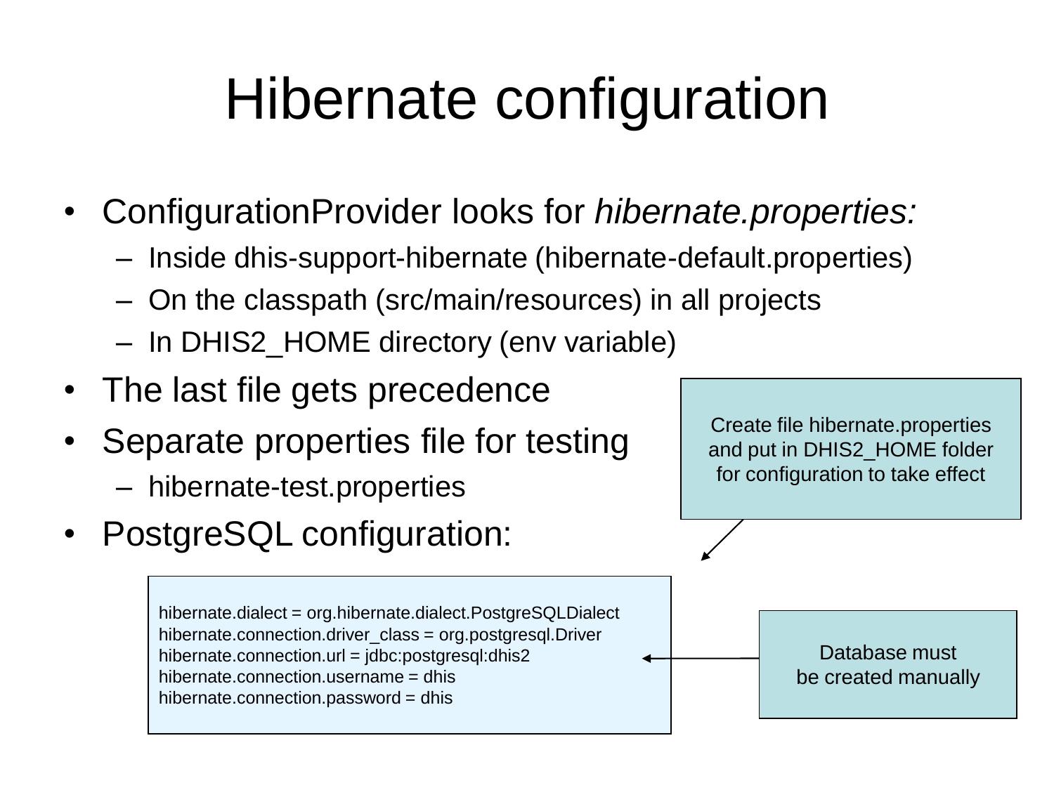# Hibernate configuration

- ConfigurationProvider looks for *hibernate.properties:*
  - Inside dhis-support-hibernate (hibernate-default.properties)
  - On the classpath (src/main/resources) in all projects
  - In DHIS2_HOME directory (env variable)
- The last file gets precedence
- Separate properties file for testing
  - hibernate-test.properties
- PostgreSQL configuration:

Create file hibernate.properties and put in DHIS2_HOME folder for configuration to take effect

```
hibernate.dialect = org.hibernate.dialect.PostgreSQLDialect
hibernate.connection.driver_class = org.postgresql.Driver
hibernate.connection.url = jdbc:postgresql:dhis2
hibernate.connection.username = dhis
hibernate.connection.password = dhis
```

Database must be created manually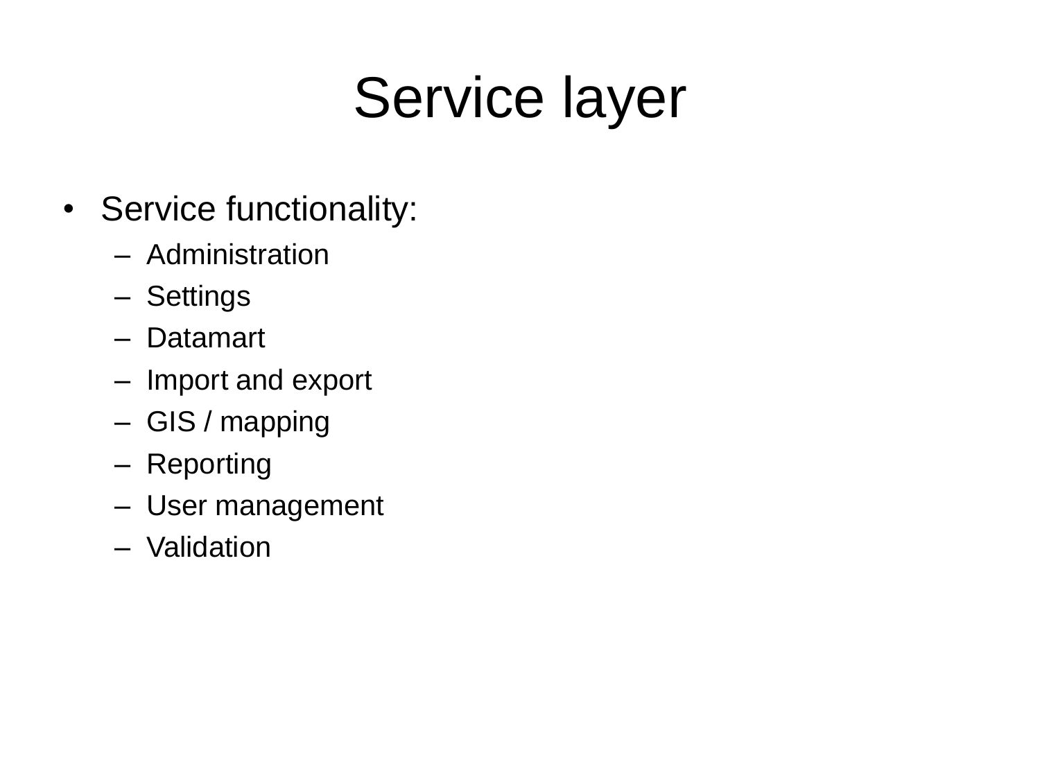# Service layer

- Service functionality:
  - Administration
  - Settings
  - Datamart
  - Import and export
  - GIS / mapping
  - Reporting
  - User management
  - Validation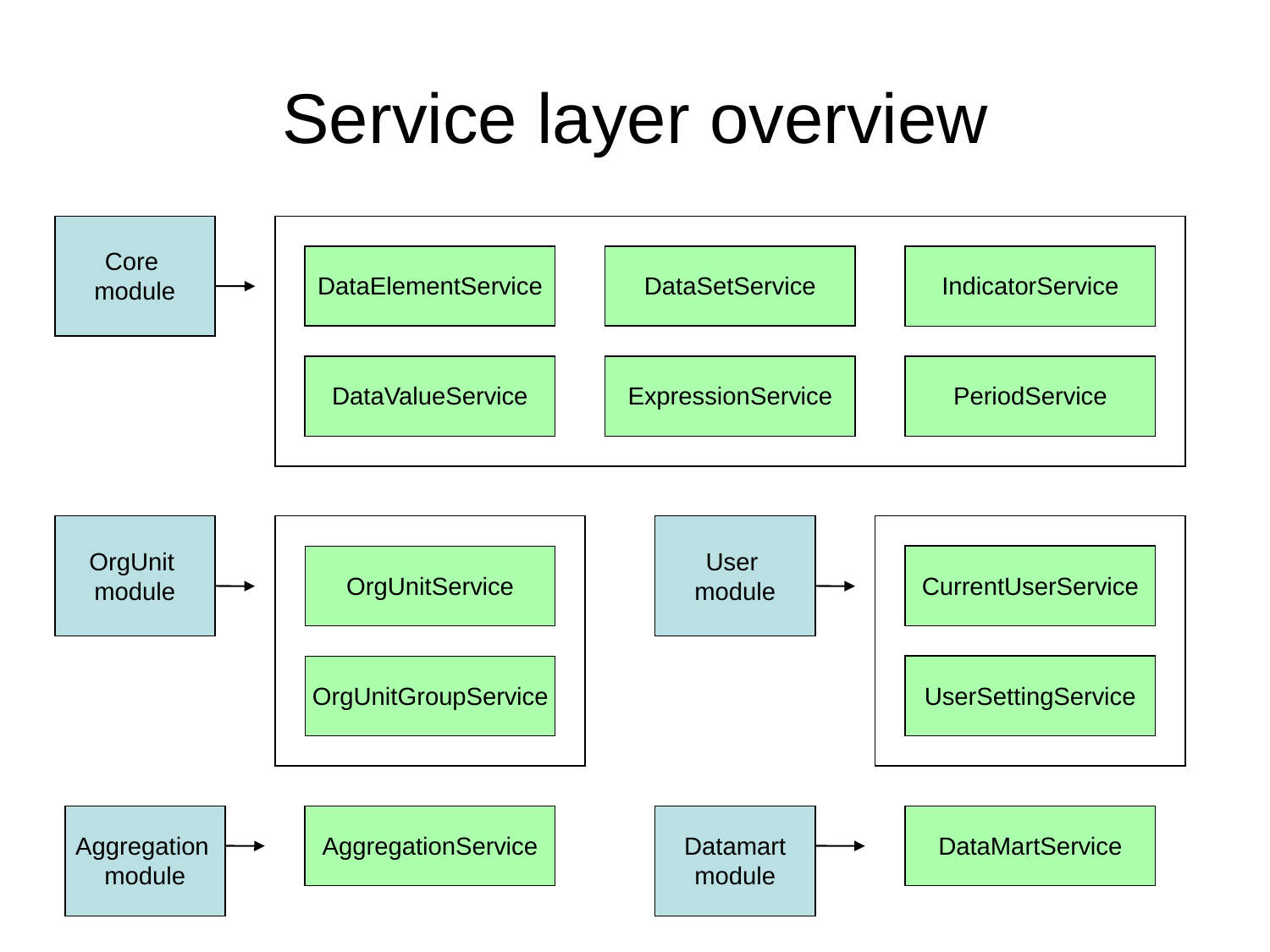# Service layer overview

- **Core module** →
  - DataElementService
  - DataSetService
  - IndicatorService
  - DataValueService
  - ExpressionService
  - PeriodService
- **OrgUnit module** →
  - OrgUnitService
  - OrgUnitGroupService
- **User module** →
  - CurrentUserService
  - UserSettingService
- **Aggregation module** →
  - AggregationService
- **Datamart module** →
  - DataMartService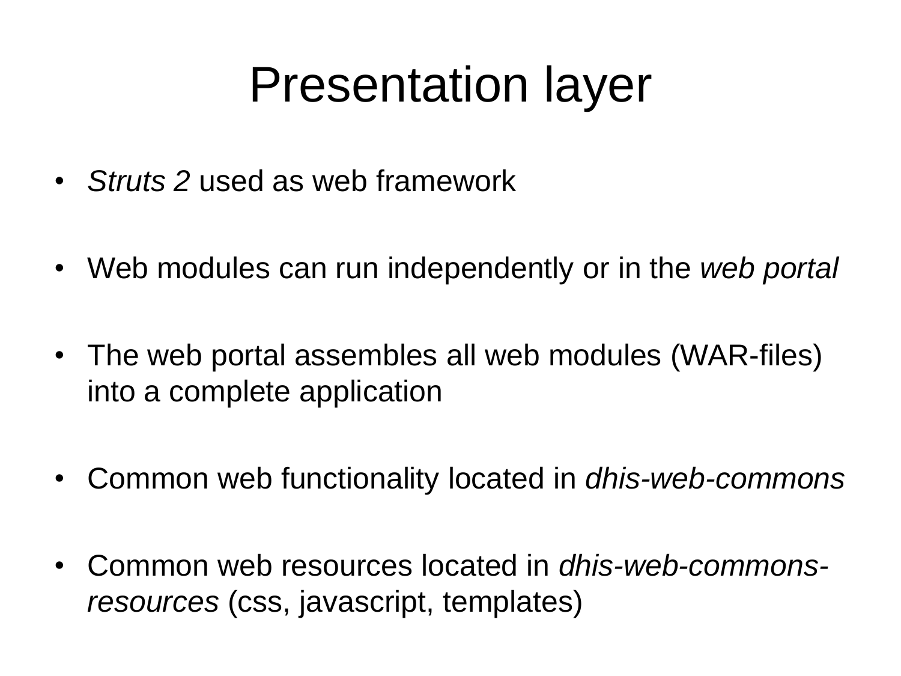# Presentation layer

- *Struts 2* used as web framework
- Web modules can run independently or in the *web portal*
- The web portal assembles all web modules (WAR-files) into a complete application
- Common web functionality located in *dhis-web-commons*
- Common web resources located in *dhis-web-commons-resources* (css, javascript, templates)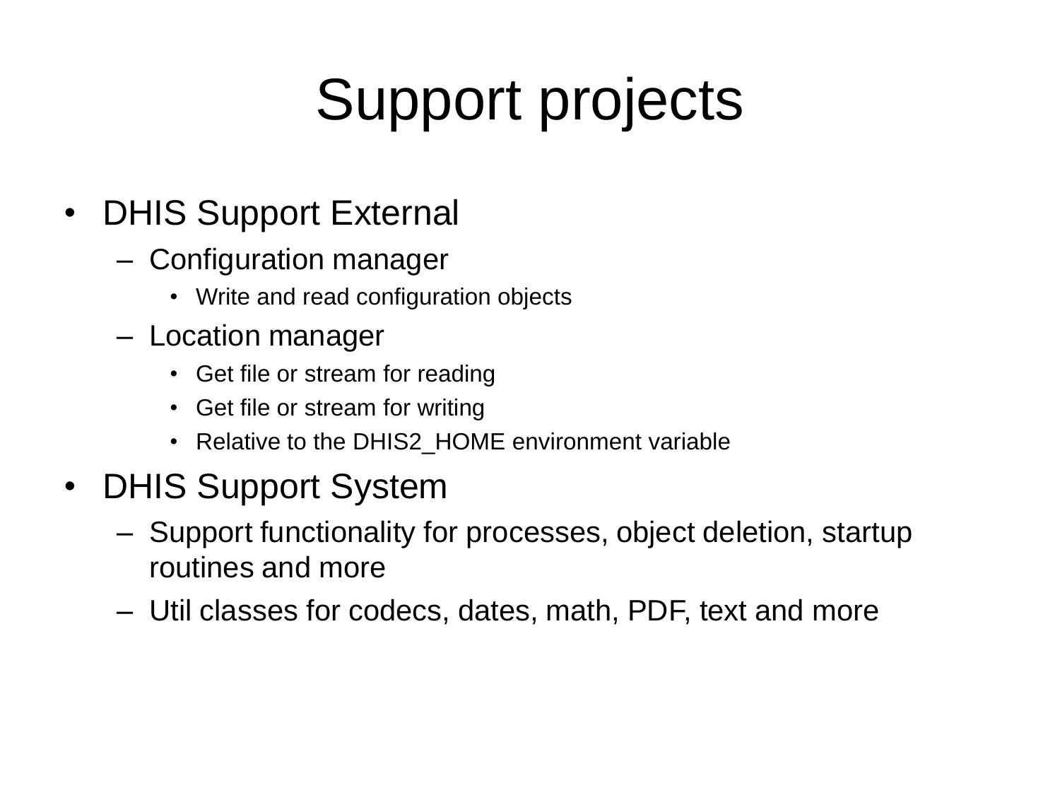# Support projects

- DHIS Support External
  - Configuration manager
    - Write and read configuration objects
  - Location manager
    - Get file or stream for reading
    - Get file or stream for writing
    - Relative to the DHIS2_HOME environment variable
- DHIS Support System
  - Support functionality for processes, object deletion, startup routines and more
  - Util classes for codecs, dates, math, PDF, text and more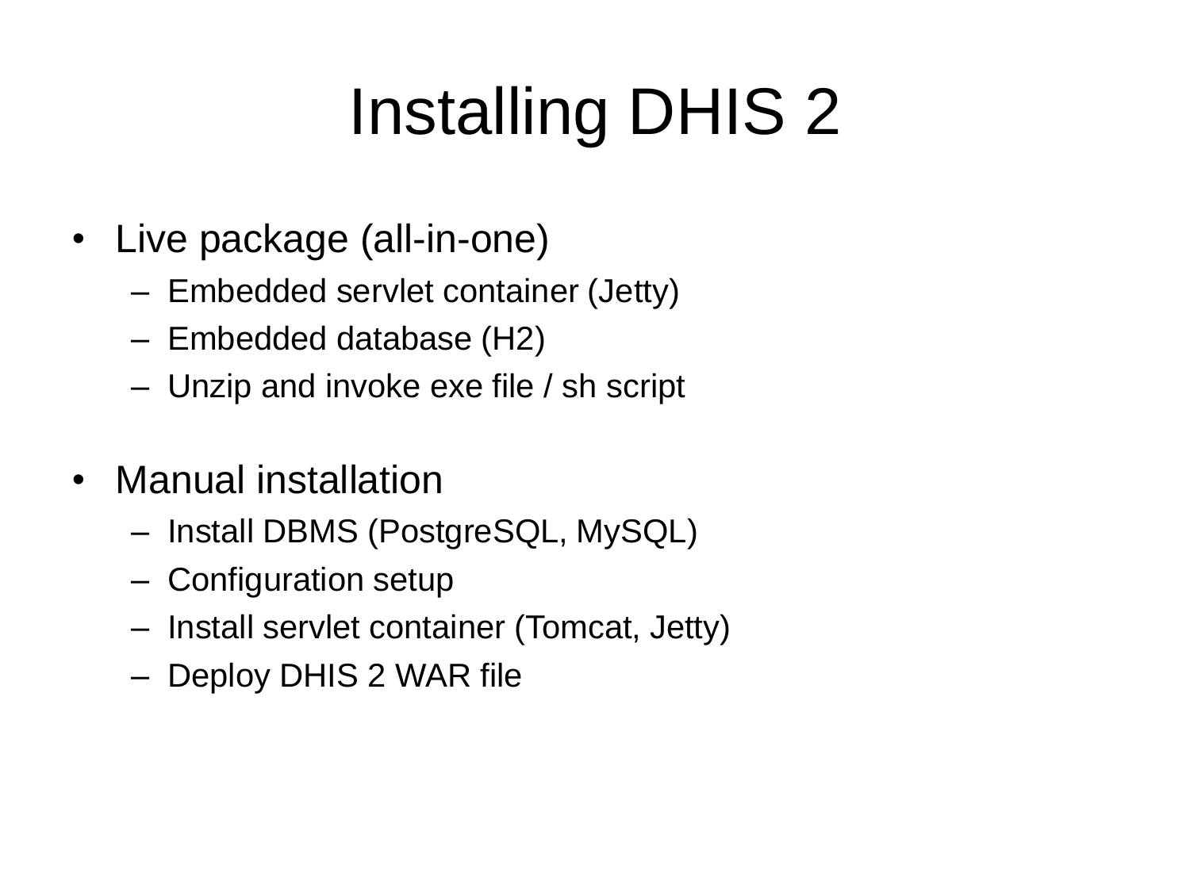# Installing DHIS 2

- Live package (all-in-one)
  - Embedded servlet container (Jetty)
  - Embedded database (H2)
  - Unzip and invoke exe file / sh script

- Manual installation
  - Install DBMS (PostgreSQL, MySQL)
  - Configuration setup
  - Install servlet container (Tomcat, Jetty)
  - Deploy DHIS 2 WAR file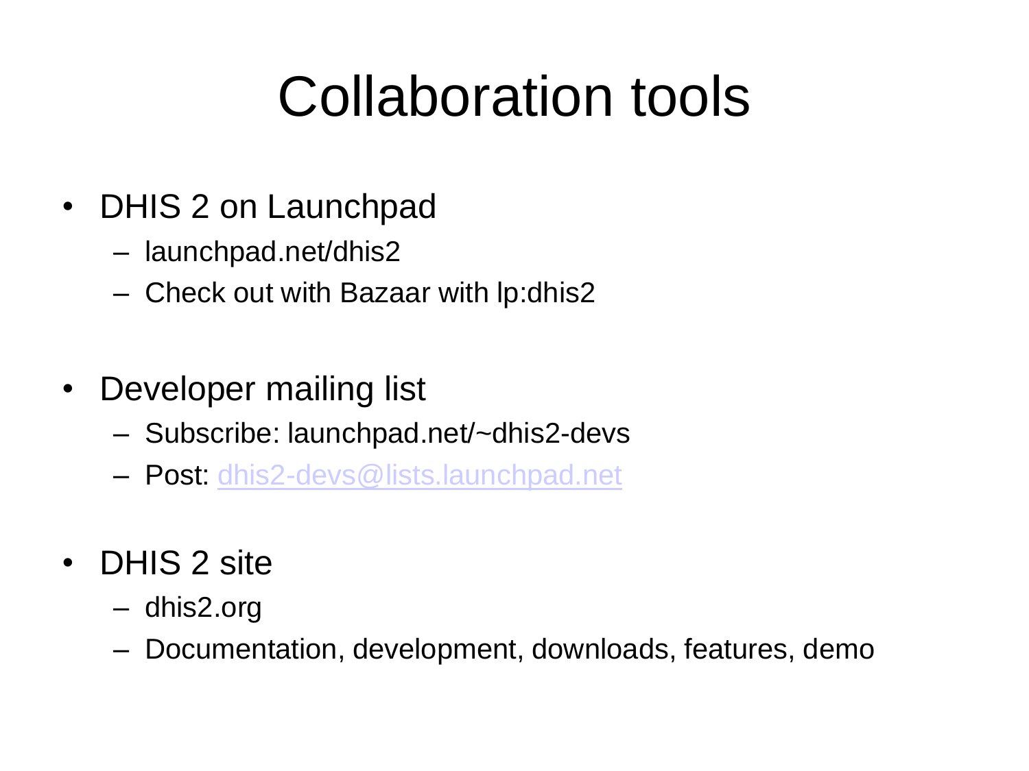# Collaboration tools

- DHIS 2 on Launchpad
  - launchpad.net/dhis2
  - Check out with Bazaar with lp:dhis2

- Developer mailing list
  - Subscribe: launchpad.net/~dhis2-devs
  - Post: dhis2-devs@lists.launchpad.net

- DHIS 2 site
  - dhis2.org
  - Documentation, development, downloads, features, demo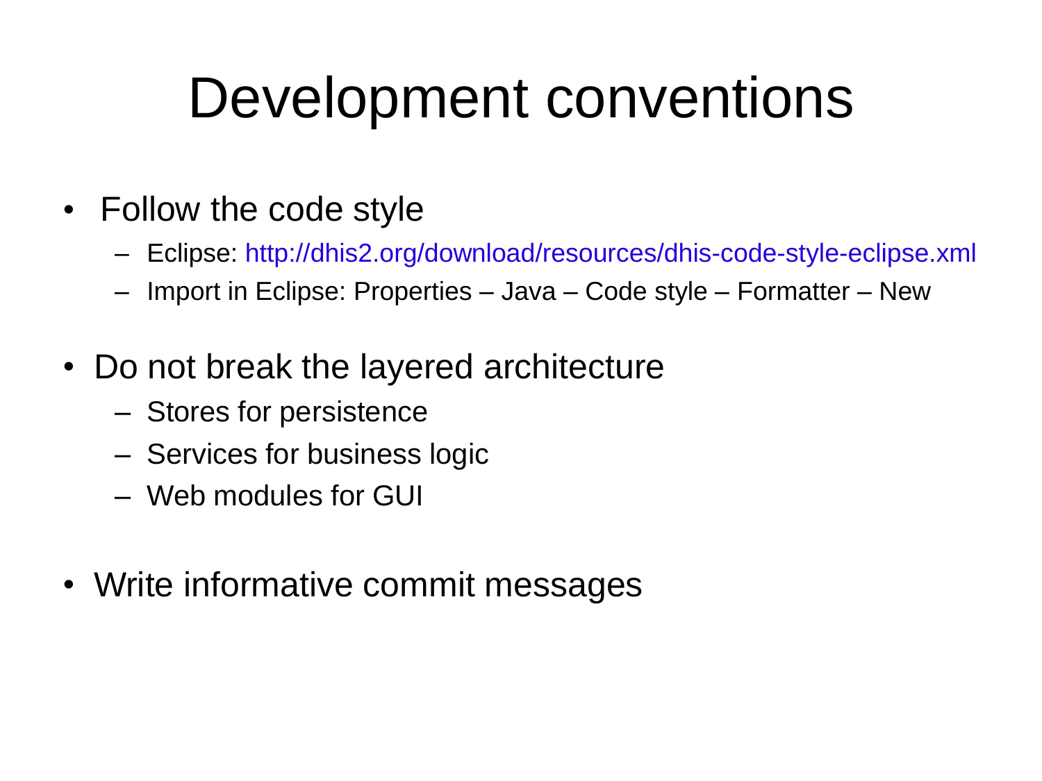# Development conventions

- Follow the code style
  - Eclipse: http://dhis2.org/download/resources/dhis-code-style-eclipse.xml
  - Import in Eclipse: Properties – Java – Code style – Formatter – New
- Do not break the layered architecture
  - Stores for persistence
  - Services for business logic
  - Web modules for GUI
- Write informative commit messages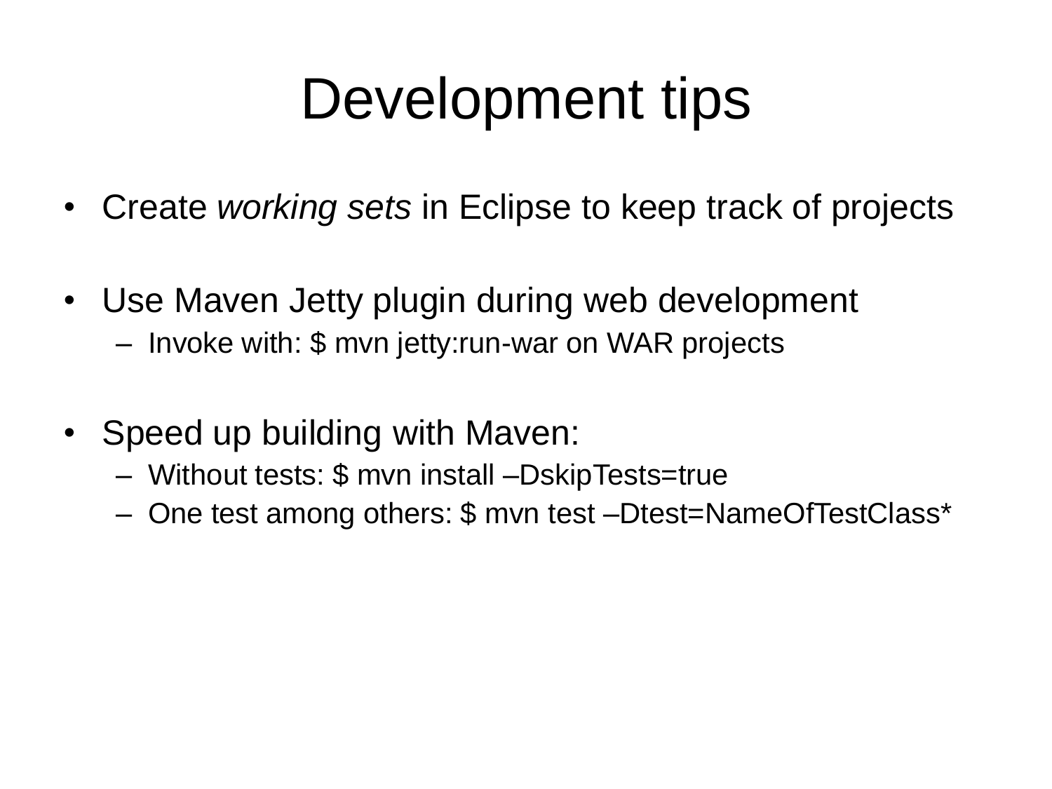# Development tips

- Create *working sets* in Eclipse to keep track of projects

- Use Maven Jetty plugin during web development
  - Invoke with: $ mvn jetty:run-war on WAR projects

- Speed up building with Maven:
  - Without tests: $ mvn install –DskipTests=true
  - One test among others: $ mvn test –Dtest=NameOfTestClass*